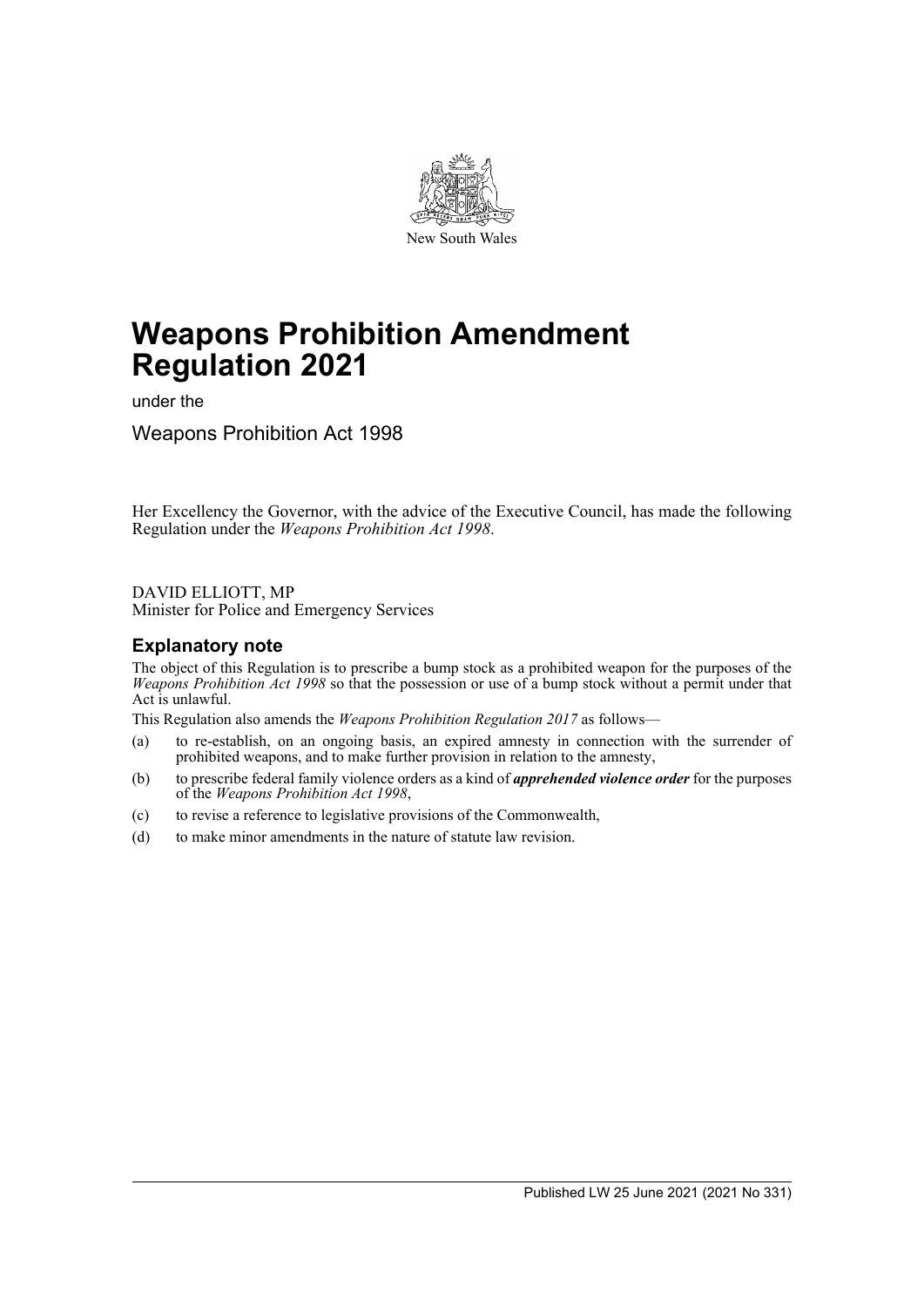New South Wales

# Weapons Prohibition Amendment Regulation 2021

under the

Weapons Prohibition Act 1998

Her Excellency the Governor, with the advice of the Executive Council, has made the following Regulation under the *Weapons Prohibition Act 1998*.

DAVID ELLIOTT, MP
Minister for Police and Emergency Services

## Explanatory note

The object of this Regulation is to prescribe a bump stock as a prohibited weapon for the purposes of the *Weapons Prohibition Act 1998* so that the possession or use of a bump stock without a permit under that Act is unlawful.

This Regulation also amends the *Weapons Prohibition Regulation 2017* as follows—

(a) to re-establish, on an ongoing basis, an expired amnesty in connection with the surrender of prohibited weapons, and to make further provision in relation to the amnesty,

(b) to prescribe federal family violence orders as a kind of ***apprehended violence order*** for the purposes of the *Weapons Prohibition Act 1998*,

(c) to revise a reference to legislative provisions of the Commonwealth,

(d) to make minor amendments in the nature of statute law revision.

Published LW 25 June 2021 (2021 No 331)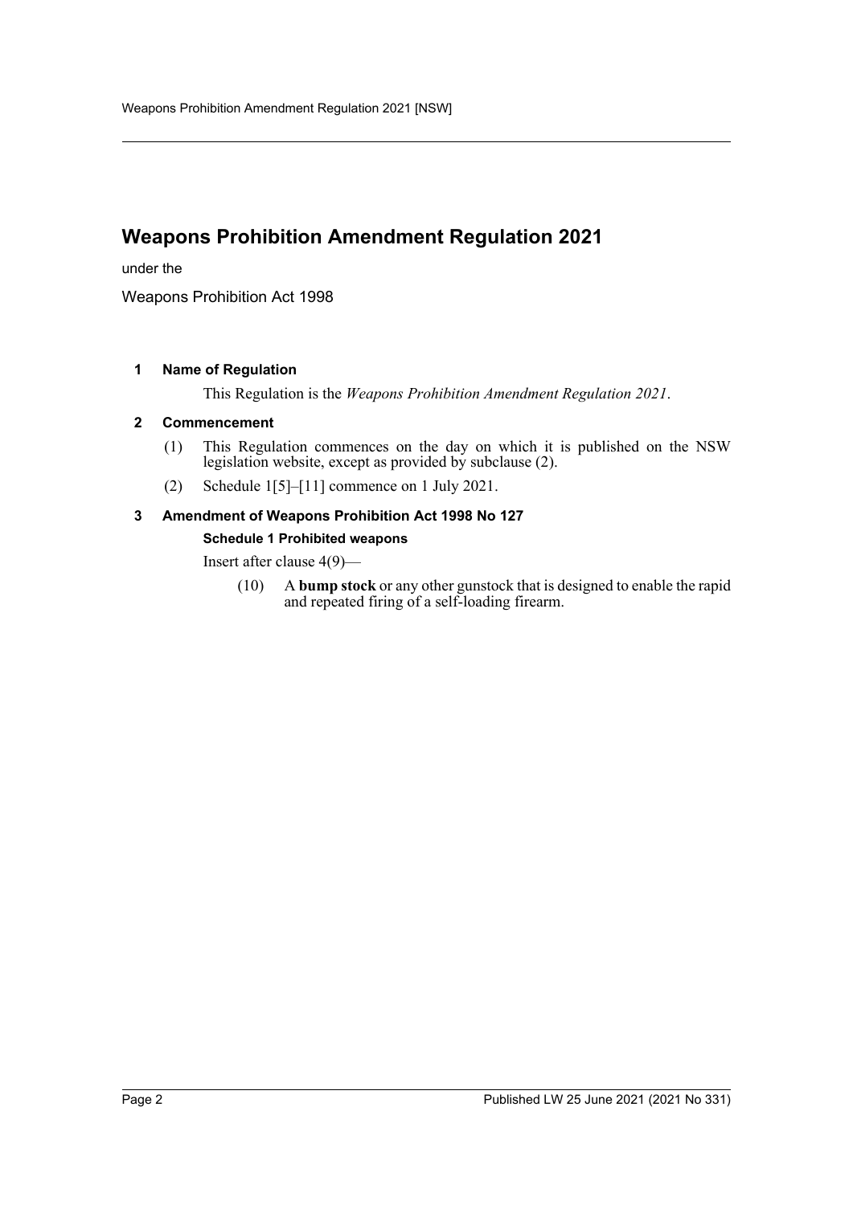# Weapons Prohibition Amendment Regulation 2021

under the

Weapons Prohibition Act 1998

### 1 Name of Regulation

This Regulation is the *Weapons Prohibition Amendment Regulation 2021*.

### 2 Commencement

(1) This Regulation commences on the day on which it is published on the NSW legislation website, except as provided by subclause (2).

(2) Schedule 1[5]–[11] commence on 1 July 2021.

### 3 Amendment of Weapons Prohibition Act 1998 No 127

#### Schedule 1 Prohibited weapons

Insert after clause 4(9)—

(10) A **bump stock** or any other gunstock that is designed to enable the rapid and repeated firing of a self-loading firearm.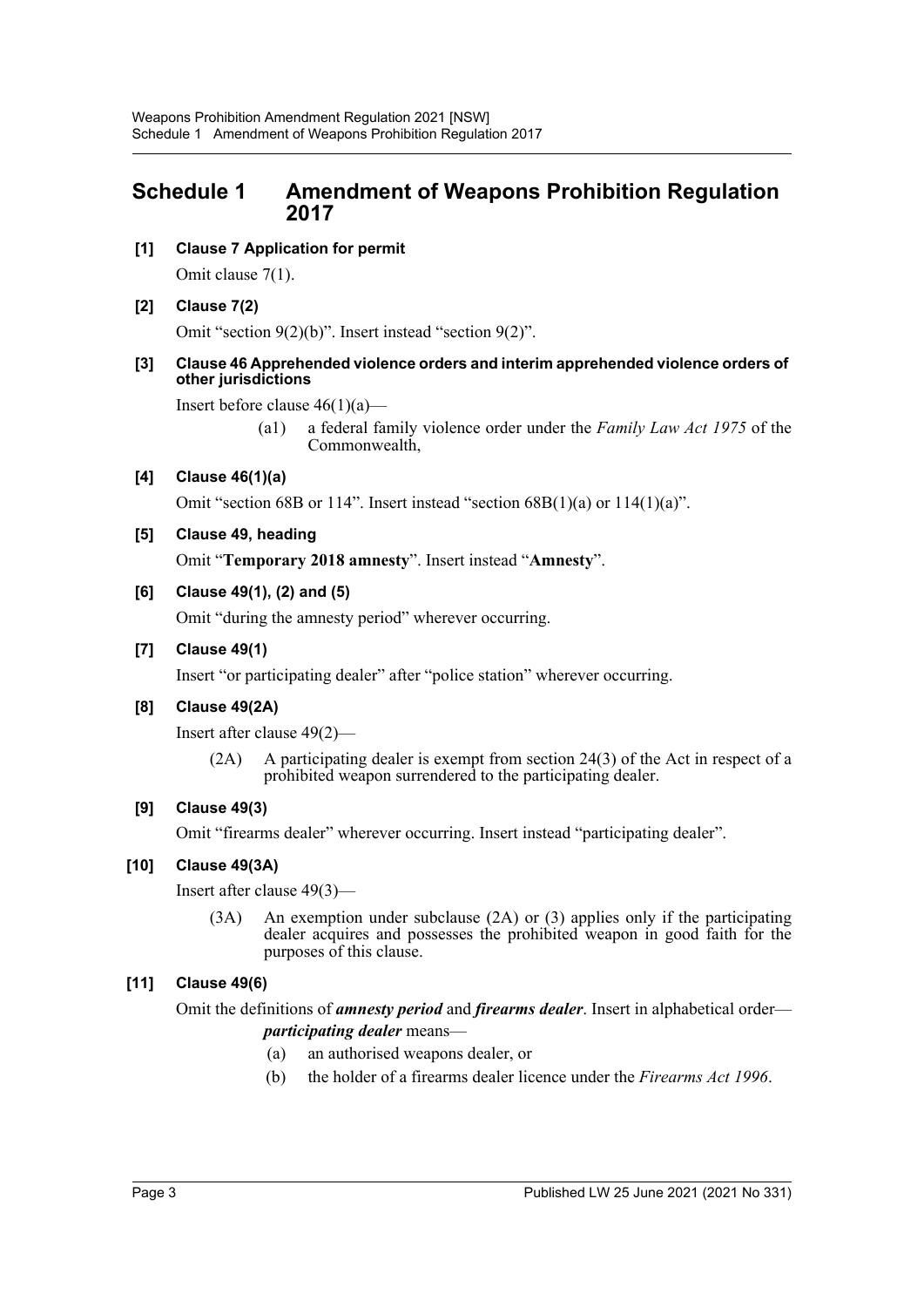# Schedule 1 Amendment of Weapons Prohibition Regulation 2017

**[1] Clause 7 Application for permit**

Omit clause 7(1).

**[2] Clause 7(2)**

Omit "section 9(2)(b)". Insert instead "section 9(2)".

**[3] Clause 46 Apprehended violence orders and interim apprehended violence orders of other jurisdictions**

Insert before clause 46(1)(a)—

(a1) a federal family violence order under the *Family Law Act 1975* of the Commonwealth,

**[4] Clause 46(1)(a)**

Omit "section 68B or 114". Insert instead "section 68B(1)(a) or 114(1)(a)".

**[5] Clause 49, heading**

Omit "**Temporary 2018 amnesty**". Insert instead "**Amnesty**".

**[6] Clause 49(1), (2) and (5)**

Omit "during the amnesty period" wherever occurring.

**[7] Clause 49(1)**

Insert "or participating dealer" after "police station" wherever occurring.

**[8] Clause 49(2A)**

Insert after clause 49(2)—

(2A) A participating dealer is exempt from section 24(3) of the Act in respect of a prohibited weapon surrendered to the participating dealer.

**[9] Clause 49(3)**

Omit "firearms dealer" wherever occurring. Insert instead "participating dealer".

**[10] Clause 49(3A)**

Insert after clause 49(3)—

(3A) An exemption under subclause (2A) or (3) applies only if the participating dealer acquires and possesses the prohibited weapon in good faith for the purposes of this clause.

**[11] Clause 49(6)**

Omit the definitions of ***amnesty period*** and ***firearms dealer***. Insert in alphabetical order—

***participating dealer*** means—

(a) an authorised weapons dealer, or

(b) the holder of a firearms dealer licence under the *Firearms Act 1996*.